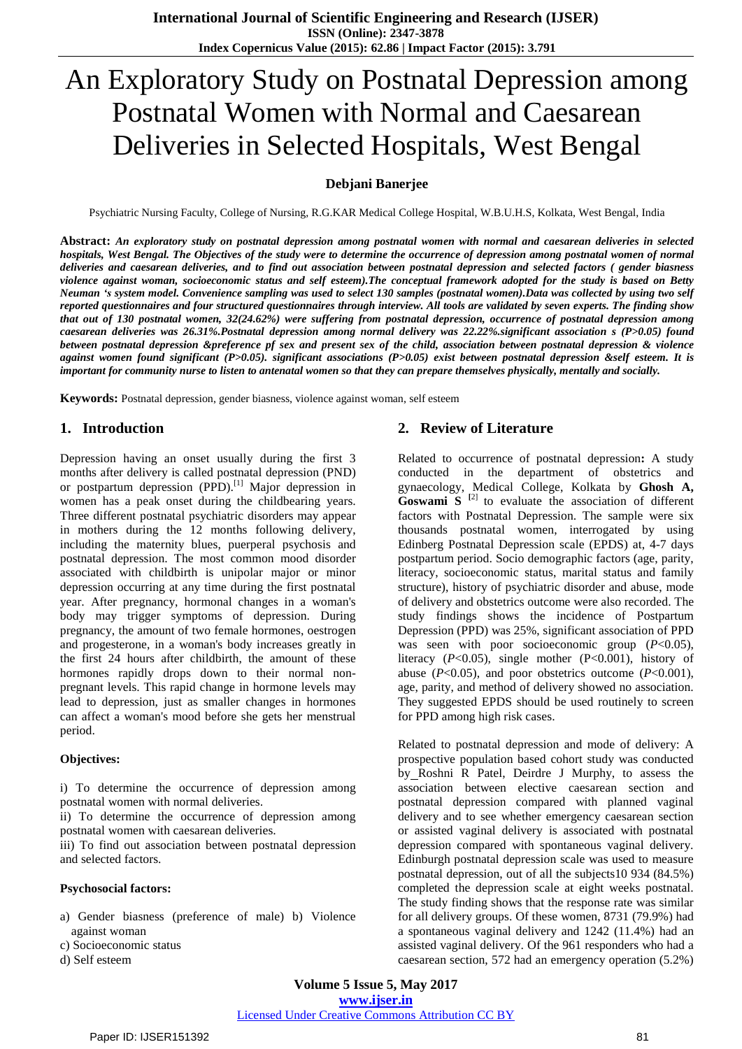# An Exploratory Study on Postnatal Depression among Postnatal Women with Normal and Caesarean Deliveries in Selected Hospitals, West Bengal

**Debjani Banerjee**

Psychiatric Nursing Faculty, College of Nursing, R.G.KAR Medical College Hospital, W.B.U.H.S, Kolkata, West Bengal, India

**Abstract:** ***An exploratory study on postnatal depression among postnatal women with normal and caesarean deliveries in selected hospitals, West Bengal. The Objectives of the study were to determine the occurrence of depression among postnatal women of normal deliveries and caesarean deliveries, and to find out association between postnatal depression and selected factors ( gender biasness violence against woman, socioeconomic status and self esteem).The conceptual framework adopted for the study is based on Betty Neuman 's system model. Convenience sampling was used to select 130 samples (postnatal women).Data was collected by using two self reported questionnaires and four structured questionnaires through interview. All tools are validated by seven experts. The finding show that out of 130 postnatal women, 32(24.62%) were suffering from postnatal depression, occurrence of postnatal depression among caesarean deliveries was 26.31%.Postnatal depression among normal delivery was 22.22%.significant association s (P>0.05) found between postnatal depression &preference pf sex and present sex of the child, association between postnatal depression & violence against women found significant (P>0.05). significant associations (P>0.05) exist between postnatal depression &self esteem. It is important for community nurse to listen to antenatal women so that they can prepare themselves physically, mentally and socially.***

**Keywords:** Postnatal depression, gender biasness, violence against woman, self esteem

## 1. Introduction

Depression having an onset usually during the first 3 months after delivery is called postnatal depression (PND) or postpartum depression (PPD).[1] Major depression in women has a peak onset during the childbearing years. Three different postnatal psychiatric disorders may appear in mothers during the 12 months following delivery, including the maternity blues, puerperal psychosis and postnatal depression. The most common mood disorder associated with childbirth is unipolar major or minor depression occurring at any time during the first postnatal year. After pregnancy, hormonal changes in a woman's body may trigger symptoms of depression. During pregnancy, the amount of two female hormones, oestrogen and progesterone, in a woman's body increases greatly in the first 24 hours after childbirth, the amount of these hormones rapidly drops down to their normal non-pregnant levels. This rapid change in hormone levels may lead to depression, just as smaller changes in hormones can affect a woman's mood before she gets her menstrual period.

### Objectives:

i) To determine the occurrence of depression among postnatal women with normal deliveries.
ii) To determine the occurrence of depression among postnatal women with caesarean deliveries.
iii) To find out association between postnatal depression and selected factors.

### Psychosocial factors:

a) Gender biasness (preference of male) b) Violence against woman
c) Socioeconomic status
d) Self esteem

## 2. Review of Literature

Related to occurrence of postnatal depression**:** A study conducted in the department of obstetrics and gynaecology, Medical College, Kolkata by **Ghosh A, Goswami S** [2] to evaluate the association of different factors with Postnatal Depression. The sample were six thousands postnatal women, interrogated by using Edinberg Postnatal Depression scale (EPDS) at, 4-7 days postpartum period. Socio demographic factors (age, parity, literacy, socioeconomic status, marital status and family structure), history of psychiatric disorder and abuse, mode of delivery and obstetrics outcome were also recorded. The study findings shows the incidence of Postpartum Depression (PPD) was 25%, significant association of PPD was seen with poor socioeconomic group ($P$<0.05), literacy ($P$<0.05), single mother (P<0.001), history of abuse ($P$<0.05), and poor obstetrics outcome ($P$<0.001), age, parity, and method of delivery showed no association. They suggested EPDS should be used routinely to screen for PPD among high risk cases.

Related to postnatal depression and mode of delivery: A prospective population based cohort study was conducted by Roshni R Patel, Deirdre J Murphy, to assess the association between elective caesarean section and postnatal depression compared with planned vaginal delivery and to see whether emergency caesarean section or assisted vaginal delivery is associated with postnatal depression compared with spontaneous vaginal delivery. Edinburgh postnatal depression scale was used to measure postnatal depression, out of all the subjects10 934 (84.5%) completed the depression scale at eight weeks postnatal. The study finding shows that the response rate was similar for all delivery groups. Of these women, 8731 (79.9%) had a spontaneous vaginal delivery and 1242 (11.4%) had an assisted vaginal delivery. Of the 961 responders who had a caesarean section, 572 had an emergency operation (5.2%)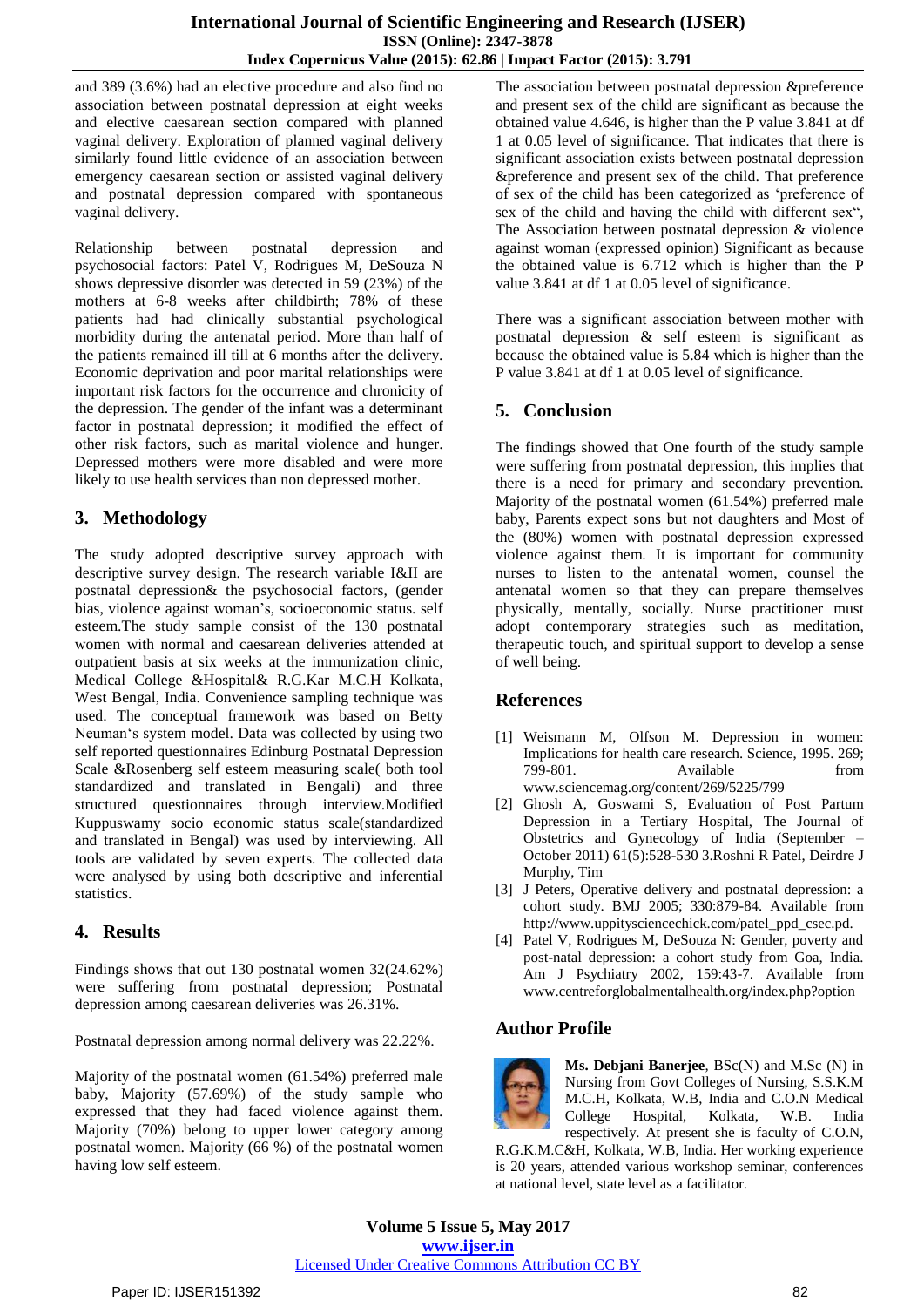and 389 (3.6%) had an elective procedure and also find no association between postnatal depression at eight weeks and elective caesarean section compared with planned vaginal delivery. Exploration of planned vaginal delivery similarly found little evidence of an association between emergency caesarean section or assisted vaginal delivery and postnatal depression compared with spontaneous vaginal delivery.

Relationship between postnatal depression and psychosocial factors: Patel V, Rodrigues M, DeSouza N shows depressive disorder was detected in 59 (23%) of the mothers at 6-8 weeks after childbirth; 78% of these patients had had clinically substantial psychological morbidity during the antenatal period. More than half of the patients remained ill till at 6 months after the delivery. Economic deprivation and poor marital relationships were important risk factors for the occurrence and chronicity of the depression. The gender of the infant was a determinant factor in postnatal depression; it modified the effect of other risk factors, such as marital violence and hunger. Depressed mothers were more disabled and were more likely to use health services than non depressed mother.

## 3. Methodology

The study adopted descriptive survey approach with descriptive survey design. The research variable I&II are postnatal depression& the psychosocial factors, (gender bias, violence against woman's, socioeconomic status. self esteem.The study sample consist of the 130 postnatal women with normal and caesarean deliveries attended at outpatient basis at six weeks at the immunization clinic, Medical College &Hospital& R.G.Kar M.C.H Kolkata, West Bengal, India. Convenience sampling technique was used. The conceptual framework was based on Betty Neuman's system model. Data was collected by using two self reported questionnaires Edinburgh Postnatal Depression Scale &Rosenberg self esteem measuring scale( both tool standardized and translated in Bengali) and three structured questionnaires through interview.Modified Kuppuswamy socio economic status scale(standardized and translated in Bengal) was used by interviewing. All tools are validated by seven experts. The collected data were analysed by using both descriptive and inferential statistics.

## 4. Results

Findings shows that out 130 postnatal women 32(24.62%) were suffering from postnatal depression; Postnatal depression among caesarean deliveries was 26.31%.

Postnatal depression among normal delivery was 22.22%.

Majority of the postnatal women (61.54%) preferred male baby, Majority (57.69%) of the study sample who expressed that they had faced violence against them. Majority (70%) belong to upper lower category among postnatal women. Majority (66 %) of the postnatal women having low self esteem.

The association between postnatal depression &preference and present sex of the child are significant as because the obtained value 4.646, is higher than the P value 3.841 at df 1 at 0.05 level of significance. That indicates that there is significant association exists between postnatal depression &preference and present sex of the child. That preference of sex of the child has been categorized as 'preference of sex of the child and having the child with different sex", The Association between postnatal depression & violence against woman (expressed opinion) Significant as because the obtained value is 6.712 which is higher than the P value 3.841 at df 1 at 0.05 level of significance.

There was a significant association between mother with postnatal depression & self esteem is significant as because the obtained value is 5.84 which is higher than the P value 3.841 at df 1 at 0.05 level of significance.

## 5. Conclusion

The findings showed that One fourth of the study sample were suffering from postnatal depression, this implies that there is a need for primary and secondary prevention. Majority of the postnatal women (61.54%) preferred male baby, Parents expect sons but not daughters and Most of the (80%) women with postnatal depression expressed violence against them. It is important for community nurses to listen to the antenatal women, counsel the antenatal women so that they can prepare themselves physically, mentally, socially. Nurse practitioner must adopt contemporary strategies such as meditation, therapeutic touch, and spiritual support to develop a sense of well being.

## References

[1] Weismann M, Olfson M. Depression in women: Implications for health care research. Science, 1995. 269; 799-801. Available from www.sciencemag.org/content/269/5225/799

[2] Ghosh A, Goswami S, Evaluation of Post Partum Depression in a Tertiary Hospital, The Journal of Obstetrics and Gynecology of India (September – October 2011) 61(5):528-530 3.Roshni R Patel, Deirdre J Murphy, Tim

[3] J Peters, Operative delivery and postnatal depression: a cohort study. BMJ 2005; 330:879-84. Available from http://www.uppitysciencechick.com/patel_ppd_csec.pd.

[4] Patel V, Rodrigues M, DeSouza N: Gender, poverty and post-natal depression: a cohort study from Goa, India. Am J Psychiatry 2002, 159:43-7. Available from www.centreforglobalmentalhealth.org/index.php?option

## Author Profile

**Ms. Debjani Banerjee**, BSc(N) and M.Sc (N) in Nursing from Govt Colleges of Nursing, S.S.K.M M.C.H, Kolkata, W.B, India and C.O.N Medical College Hospital, Kolkata, W.B. India respectively. At present she is faculty of C.O.N, R.G.K.M.C&H, Kolkata, W.B, India. Her working experience is 20 years, attended various workshop seminar, conferences at national level, state level as a facilitator.